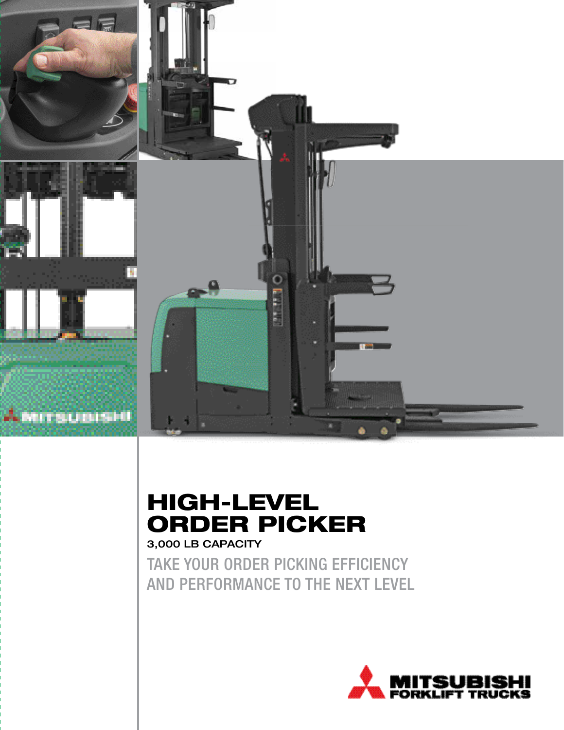# HIGH-LEVEL ORDER PICKER

3,000 LB CAPACITY

TAKE YOUR ORDER PICKING EFFICIENCY AND PERFORMANCE TO THE NEXT LEVEL

MITSUBISHI FORKLIFT TRUCKS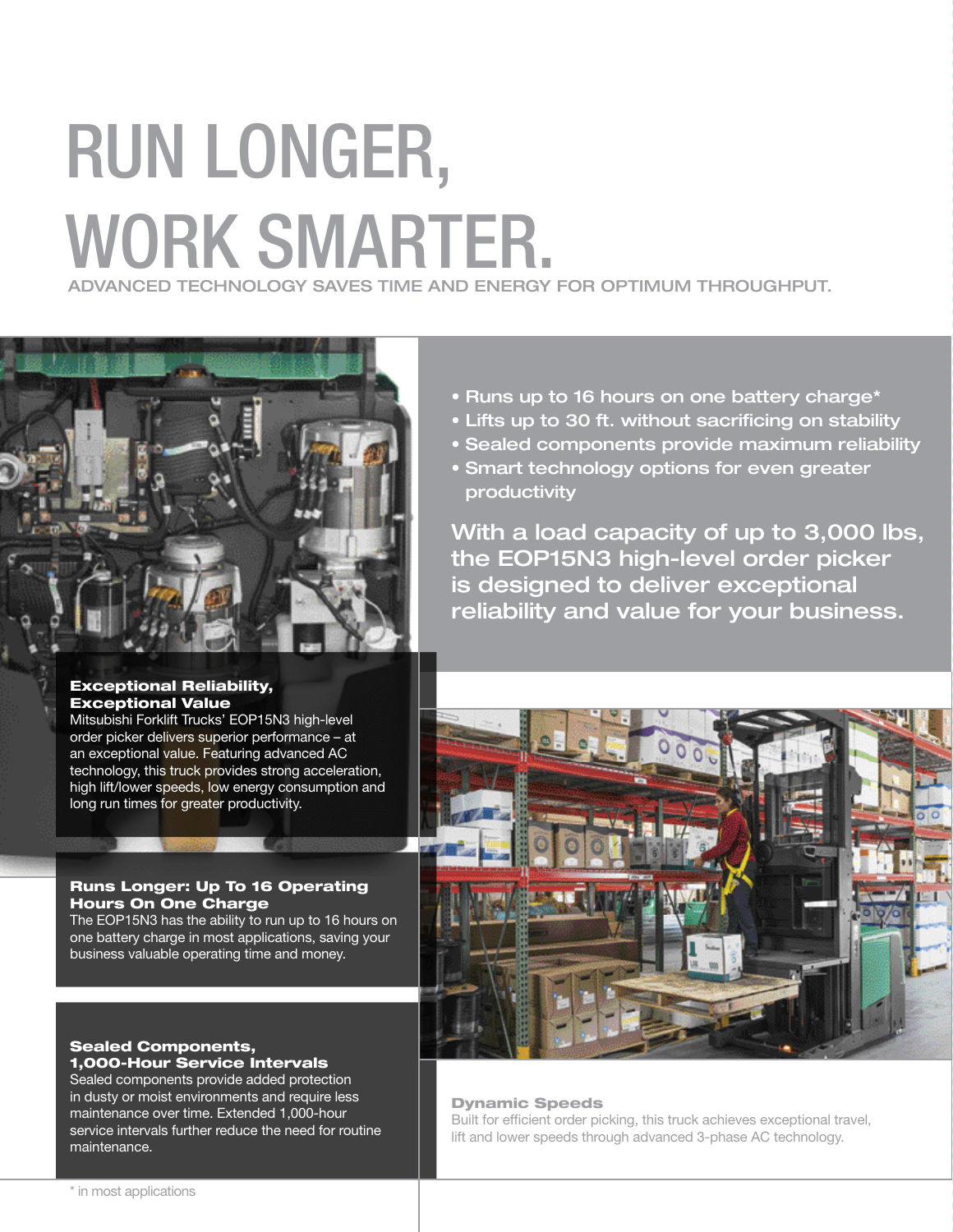# RUN LONGER, WORK SMARTER.

ADVANCED TECHNOLOGY SAVES TIME AND ENERGY FOR OPTIMUM THROUGHPUT.

- Runs up to 16 hours on one battery charge*
- Lifts up to 30 ft. without sacrificing on stability
- Sealed components provide maximum reliability
- Smart technology options for even greater productivity

With a load capacity of up to 3,000 lbs, the EOP15N3 high-level order picker is designed to deliver exceptional reliability and value for your business.

### Exceptional Reliability, Exceptional Value

Mitsubishi Forklift Trucks' EOP15N3 high-level order picker delivers superior performance – at an exceptional value. Featuring advanced AC technology, this truck provides strong acceleration, high lift/lower speeds, low energy consumption and long run times for greater productivity.

### Runs Longer: Up To 16 Operating Hours On One Charge

The EOP15N3 has the ability to run up to 16 hours on one battery charge in most applications, saving your business valuable operating time and money.

### Sealed Components, 1,000-Hour Service Intervals

Sealed components provide added protection in dusty or moist environments and require less maintenance over time. Extended 1,000-hour service intervals further reduce the need for routine maintenance.

### Dynamic Speeds

Built for efficient order picking, this truck achieves exceptional travel, lift and lower speeds through advanced 3-phase AC technology.

\* in most applications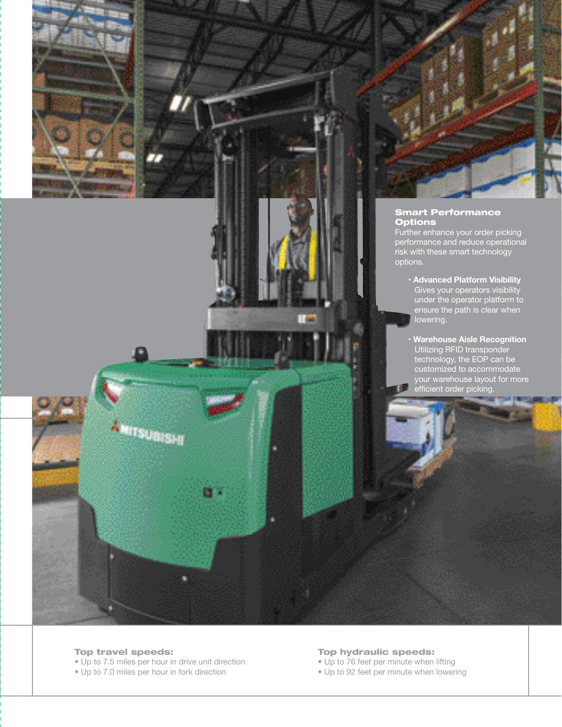## Smart Performance Options

Further enhance your order picking performance and reduce operational risk with these smart technology options.

- **Advanced Platform Visibility**
  Gives your operators visibility under the operator platform to ensure the path is clear when lowering.
- **Warehouse Aisle Recognition**
  Utilizing RFID transponder technology, the EOP can be customized to accommodate your warehouse layout for more efficient order picking.

### Top travel speeds:

- Up to 7.5 miles per hour in drive unit direction
- Up to 7.0 miles per hour in fork direction

### Top hydraulic speeds:

- Up to 76 feet per minute when lifting
- Up to 92 feet per minute when lowering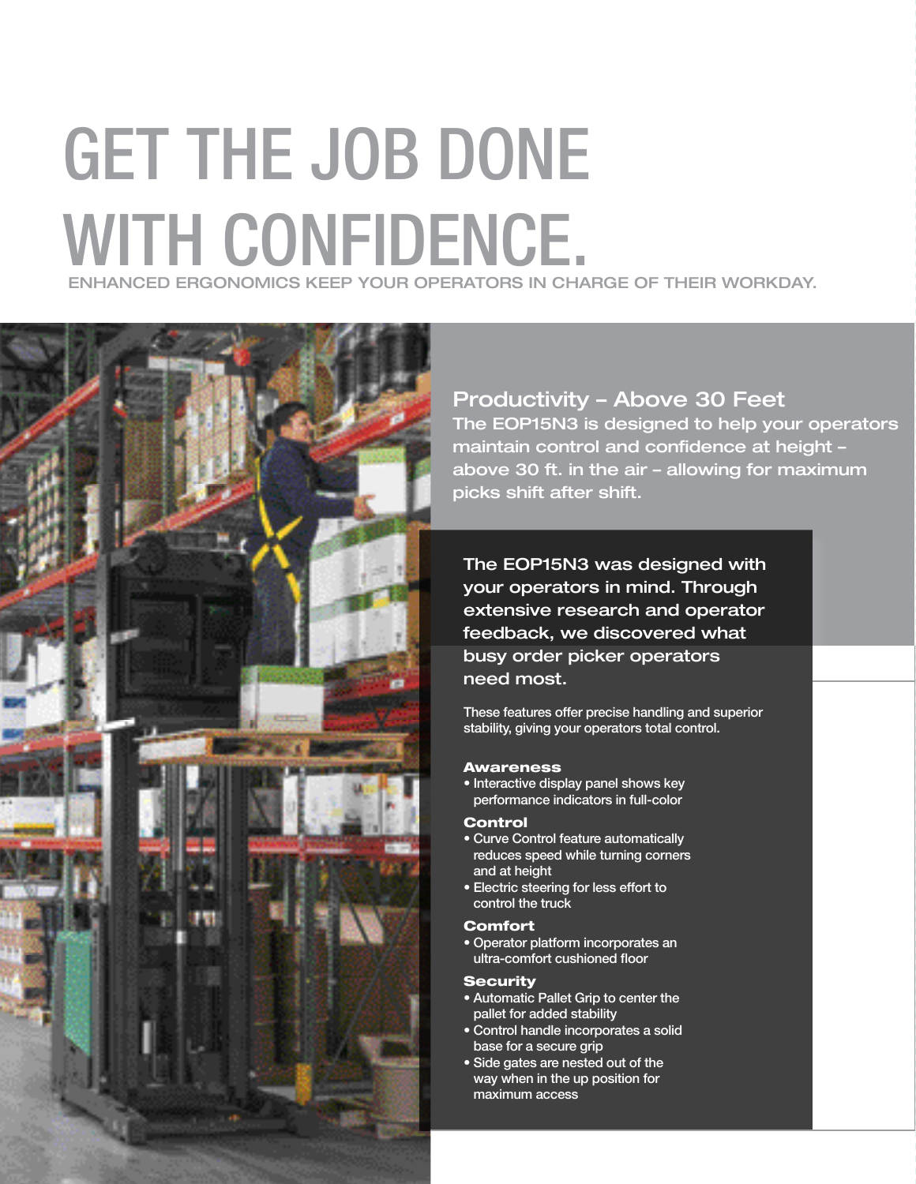# GET THE JOB DONE WITH CONFIDENCE.

ENHANCED ERGONOMICS KEEP YOUR OPERATORS IN CHARGE OF THEIR WORKDAY.

## Productivity – Above 30 Feet

The EOP15N3 is designed to help your operators maintain control and confidence at height – above 30 ft. in the air – allowing for maximum picks shift after shift.

The EOP15N3 was designed with your operators in mind. Through extensive research and operator feedback, we discovered what busy order picker operators need most.

These features offer precise handling and superior stability, giving your operators total control.

**Awareness**

- Interactive display panel shows key performance indicators in full-color

**Control**

- Curve Control feature automatically reduces speed while turning corners and at height
- Electric steering for less effort to control the truck

**Comfort**

- Operator platform incorporates an ultra-comfort cushioned floor

**Security**

- Automatic Pallet Grip to center the pallet for added stability
- Control handle incorporates a solid base for a secure grip
- Side gates are nested out of the way when in the up position for maximum access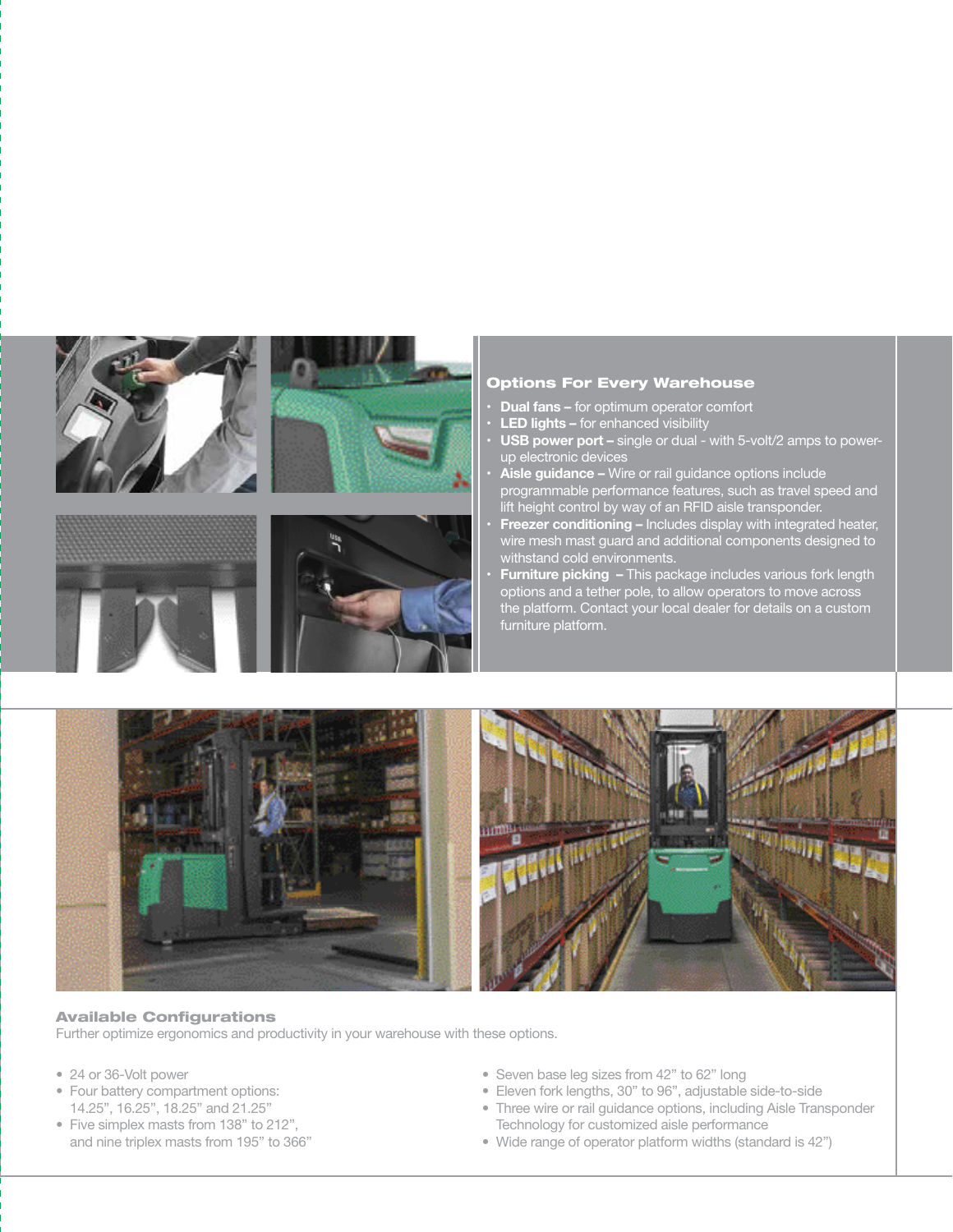## Options For Every Warehouse

- **Dual fans –** for optimum operator comfort
- **LED lights –** for enhanced visibility
- **USB power port –** single or dual - with 5-volt/2 amps to power-up electronic devices
- **Aisle guidance –** Wire or rail guidance options include programmable performance features, such as travel speed and lift height control by way of an RFID aisle transponder.
- **Freezer conditioning –** Includes display with integrated heater, wire mesh mast guard and additional components designed to withstand cold environments.
- **Furniture picking –** This package includes various fork length options and a tether pole, to allow operators to move across the platform. Contact your local dealer for details on a custom furniture platform.

## Available Configurations

Further optimize ergonomics and productivity in your warehouse with these options.

- 24 or 36-Volt power
- Four battery compartment options: 14.25", 16.25", 18.25" and 21.25"
- Five simplex masts from 138" to 212", and nine triplex masts from 195" to 366"
- Seven base leg sizes from 42" to 62" long
- Eleven fork lengths, 30" to 96", adjustable side-to-side
- Three wire or rail guidance options, including Aisle Transponder Technology for customized aisle performance
- Wide range of operator platform widths (standard is 42")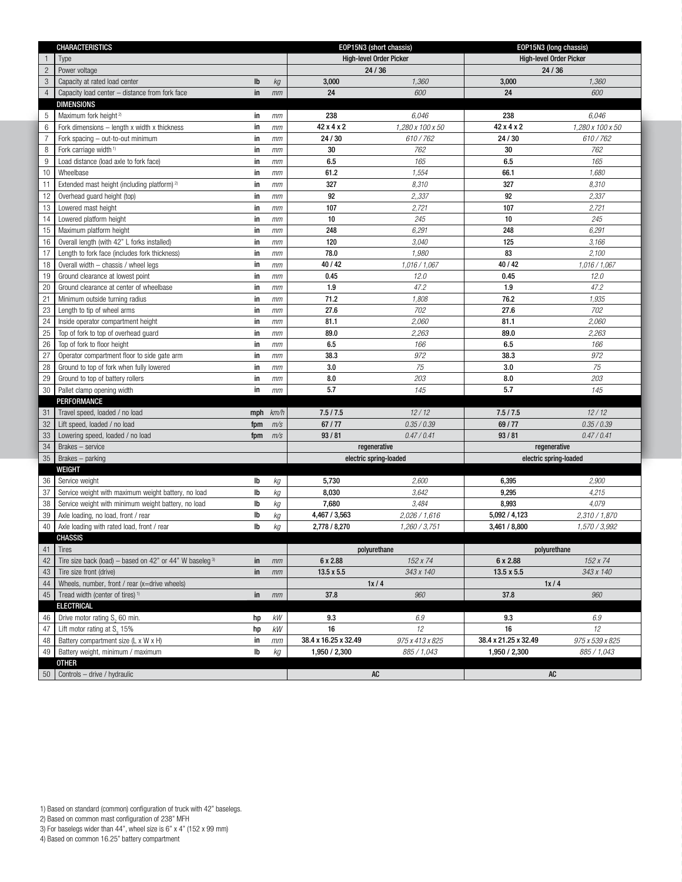| | CHARACTERISTICS | | | EOP15N3 (short chassis) | | EOP15N3 (long chassis) | |
|---|---|---|---|---|---|---|---|
| 1 | Type | | | High-level Order Picker | | High-level Order Picker | |
| 2 | Power voltage | | | 24 / 36 | | 24 / 36 | |
| 3 | Capacity at rated load center | lb | kg | 3,000 | 1,360 | 3,000 | 1,360 |
| 4 | Capacity load center – distance from fork face | in | mm | 24 | 600 | 24 | 600 |
| | **DIMENSIONS** | | | | | | |
| 5 | Maximum fork height [2] | in | mm | 238 | 6,046 | 238 | 6,046 |
| 6 | Fork dimensions – length x width x thickness | in | mm | 42 x 4 x 2 | 1,280 x 100 x 50 | 42 x 4 x 2 | 1,280 x 100 x 50 |
| 7 | Fork spacing – out-to-out minimum | in | mm | 24 / 30 | 610 / 762 | 24 / 30 | 610 / 762 |
| 8 | Fork carriage width [1] | in | mm | 30 | 762 | 30 | 762 |
| 9 | Load distance (load axle to fork face) | in | mm | 6.5 | 165 | 6.5 | 165 |
| 10 | Wheelbase | in | mm | 61.2 | 1,554 | 66.1 | 1,680 |
| 11 | Extended mast height (including platform) [2] | in | mm | 327 | 8,310 | 327 | 8,310 |
| 12 | Overhead guard height (top) | in | mm | 92 | 2,,337 | 92 | 2,337 |
| 13 | Lowered mast height | in | mm | 107 | 2,721 | 107 | 2,721 |
| 14 | Lowered platform height | in | mm | 10 | 245 | 10 | 245 |
| 15 | Maximum platform height | in | mm | 248 | 6,291 | 248 | 6,291 |
| 16 | Overall length (with 42" L forks installed) | in | mm | 120 | 3,040 | 125 | 3,166 |
| 17 | Length to fork face (includes fork thickness) | in | mm | 78.0 | 1,980 | 83 | 2,100 |
| 18 | Overall width – chassis / wheel legs | in | mm | 40 / 42 | 1,016 / 1,067 | 40 / 42 | 1,016 / 1,067 |
| 19 | Ground clearance at lowest point | in | mm | 0.45 | 12.0 | 0.45 | 12.0 |
| 20 | Ground clearance at center of wheelbase | in | mm | 1.9 | 47.2 | 1.9 | 47.2 |
| 21 | Minimum outside turning radius | in | mm | 71.2 | 1,808 | 76.2 | 1,935 |
| 23 | Length to tip of wheel arms | in | mm | 27.6 | 702 | 27.6 | 702 |
| 24 | Inside operator compartment height | in | mm | 81.1 | 2,060 | 81.1 | 2,060 |
| 25 | Top of fork to top of overhead guard | in | mm | 89.0 | 2,263 | 89.0 | 2,263 |
| 26 | Top of fork to floor height | in | mm | 6.5 | 166 | 6.5 | 166 |
| 27 | Operator compartment floor to side gate arm | in | mm | 38.3 | 972 | 38.3 | 972 |
| 28 | Ground to top of fork when fully lowered | in | mm | 3.0 | 75 | 3.0 | 75 |
| 29 | Ground to top of battery rollers | in | mm | 8.0 | 203 | 8.0 | 203 |
| 30 | Pallet clamp opening width | in | mm | 5.7 | 145 | 5.7 | 145 |
| | **PERFORMANCE** | | | | | | |
| 31 | Travel speed, loaded / no load | mph | km/h | 7.5 / 7.5 | 12 / 12 | 7.5 / 7.5 | 12 / 12 |
| 32 | Lift speed, loaded / no load | fpm | m/s | 67 / 77 | 0.35 / 0.39 | 69 / 77 | 0.35 / 0.39 |
| 33 | Lowering speed, loaded / no load | fpm | m/s | 93 / 81 | 0.47 / 0.41 | 93 / 81 | 0.47 / 0.41 |
| 34 | Brakes – service | | | regenerative | | regenerative | |
| 35 | Brakes – parking | | | electric spring-loaded | | electric spring-loaded | |
| | **WEIGHT** | | | | | | |
| 36 | Service weight | lb | kg | 5,730 | 2,600 | 6,395 | 2,900 |
| 37 | Service weight with maximum weight battery, no load | lb | kg | 8,030 | 3,642 | 9,295 | 4,215 |
| 38 | Service weight with minimum weight battery, no load | lb | kg | 7,680 | 3,484 | 8,993 | 4,079 |
| 39 | Axle loading, no load, front / rear | lb | kg | 4,467 / 3,563 | 2,026 / 1,616 | 5,092 / 4,123 | 2,310 / 1,870 |
| 40 | Axle loading with rated load, front / rear | lb | kg | 2,778 / 8,270 | 1,260 / 3,751 | 3,461 / 8,800 | 1,570 / 3,992 |
| | **CHASSIS** | | | | | | |
| 41 | Tires | | | polyurethane | | polyurethane | |
| 42 | Tire size back (load) – based on 42" or 44" W baseleg [3] | in | mm | 6 x 2.88 | 152 x 74 | 6 x 2.88 | 152 x 74 |
| 43 | Tire size front (drive) | in | mm | 13.5 x 5.5 | 343 x 140 | 13.5 x 5.5 | 343 x 140 |
| 44 | Wheels, number, front / rear (x=drive wheels) | | | 1x / 4 | | 1x / 4 | |
| 45 | Tread width (center of tires) [1] | in | mm | 37.8 | 960 | 37.8 | 960 |
| | **ELECTRICAL** | | | | | | |
| 46 | Drive motor rating $S_2$ 60 min. | hp | kW | 9.3 | 6.9 | 9.3 | 6.9 |
| 47 | Lift motor rating at $S_3$ 15% | hp | kW | 16 | 12 | 16 | 12 |
| 48 | Battery compartment size (L x W x H) | in | mm | 38.4 x 16.25 x 32.49 | 975 x 413 x 825 | 38.4 x 21.25 x 32.49 | 975 x 539 x 825 |
| 49 | Battery weight, minimum / maximum | lb | kg | 1,950 / 2,300 | 885 / 1,043 | 1,950 / 2,300 | 885 / 1,043 |
| | **OTHER** | | | | | | |
| 50 | Controls – drive / hydraulic | | | AC | | AC | |

1) Based on standard (common) configuration of truck with 42" baselegs.
2) Based on common mast configuration of 238" MFH
3) For baselegs wider than 44", wheel size is 6" x 4" (152 x 99 mm)
4) Based on common 16.25" battery compartment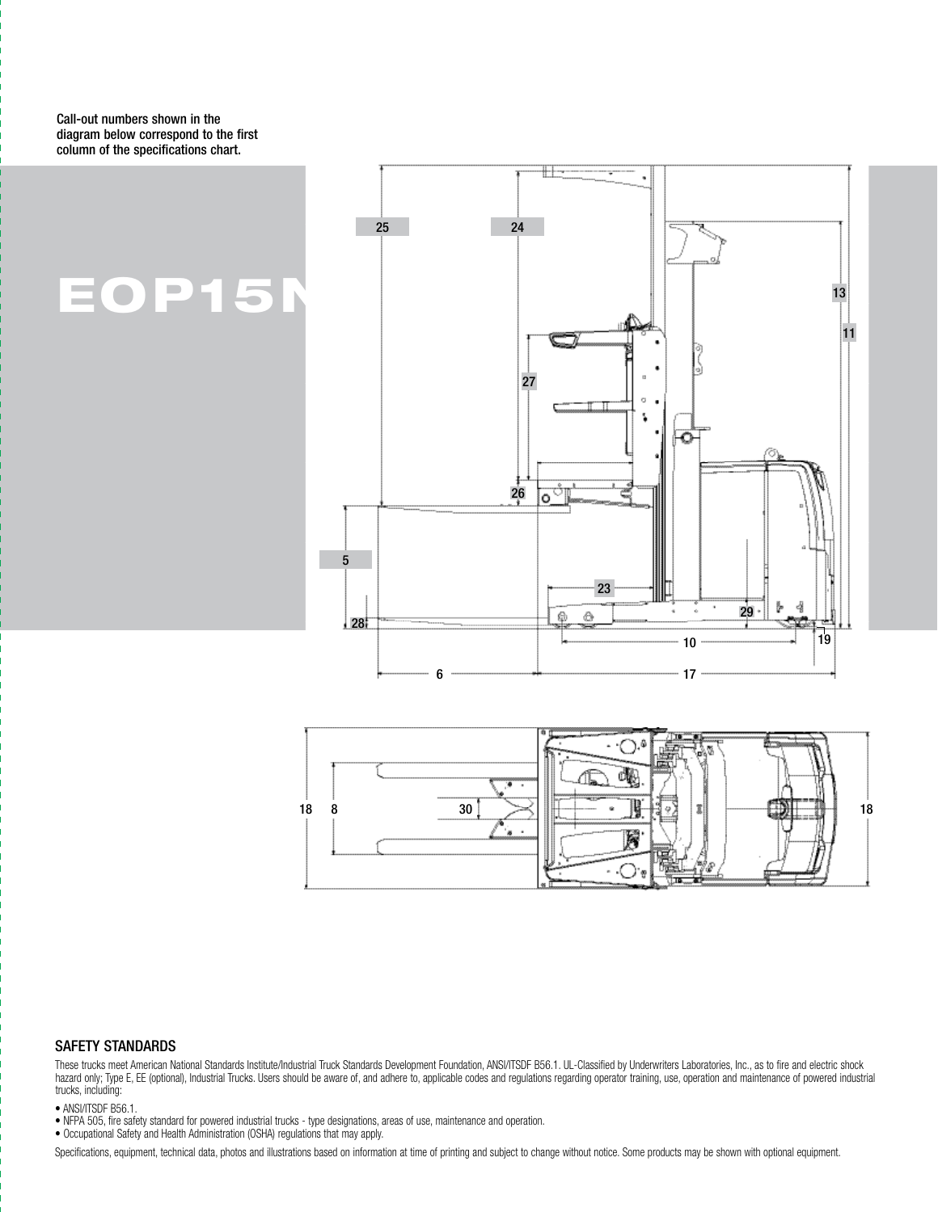Call-out numbers shown in the diagram below correspond to the first column of the specifications chart.

# EOP15N

## SAFETY STANDARDS

These trucks meet American National Standards Institute/Industrial Truck Standards Development Foundation, ANSI/ITSDF B56.1. UL-Classified by Underwriters Laboratories, Inc., as to fire and electric shock hazard only; Type E, EE (optional), Industrial Trucks. Users should be aware of, and adhere to, applicable codes and regulations regarding operator training, use, operation and maintenance of powered industrial trucks, including:

- ANSI/ITSDF B56.1.
- NFPA 505, fire safety standard for powered industrial trucks - type designations, areas of use, maintenance and operation.
- Occupational Safety and Health Administration (OSHA) regulations that may apply.

Specifications, equipment, technical data, photos and illustrations based on information at time of printing and subject to change without notice. Some products may be shown with optional equipment.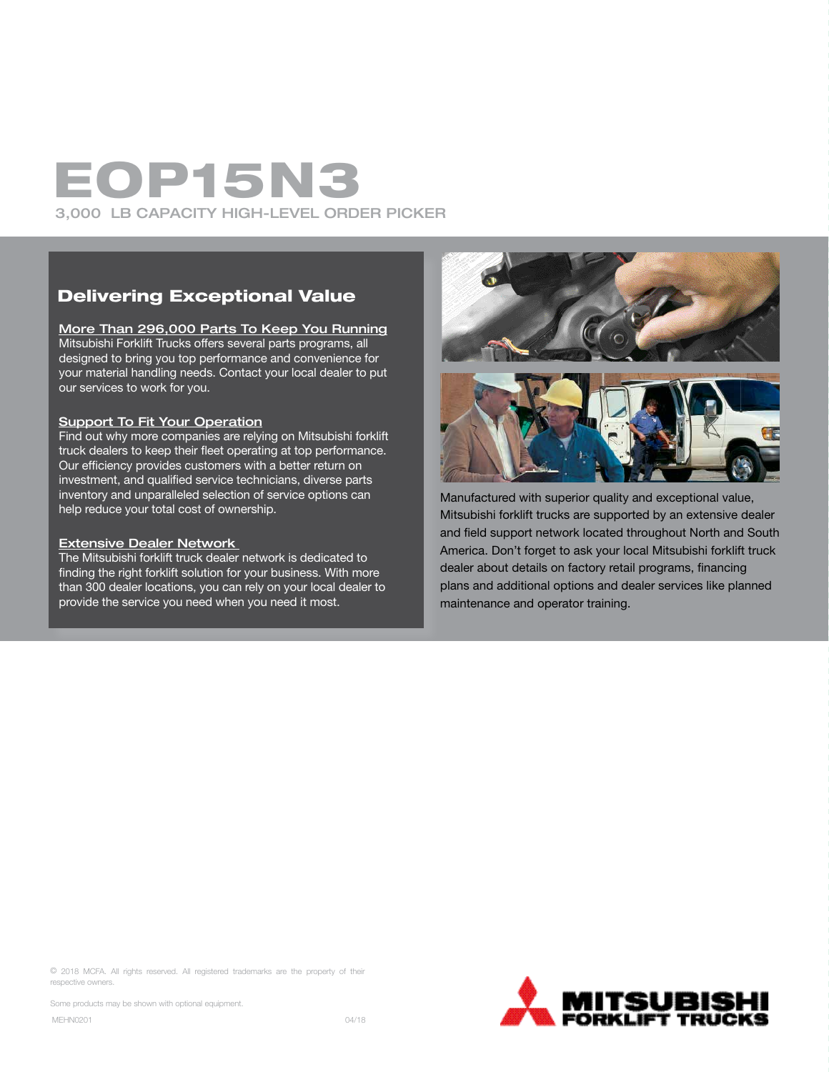# EOP15N3

3,000 LB CAPACITY HIGH-LEVEL ORDER PICKER

## Delivering Exceptional Value

**More Than 296,000 Parts To Keep You Running**
Mitsubishi Forklift Trucks offers several parts programs, all designed to bring you top performance and convenience for your material handling needs. Contact your local dealer to put our services to work for you.

**Support To Fit Your Operation**
Find out why more companies are relying on Mitsubishi forklift truck dealers to keep their fleet operating at top performance. Our efficiency provides customers with a better return on investment, and qualified service technicians, diverse parts inventory and unparalleled selection of service options can help reduce your total cost of ownership.

**Extensive Dealer Network**
The Mitsubishi forklift truck dealer network is dedicated to finding the right forklift solution for your business. With more than 300 dealer locations, you can rely on your local dealer to provide the service you need when you need it most.

Manufactured with superior quality and exceptional value, Mitsubishi forklift trucks are supported by an extensive dealer and field support network located throughout North and South America. Don't forget to ask your local Mitsubishi forklift truck dealer about details on factory retail programs, financing plans and additional options and dealer services like planned maintenance and operator training.

© 2018 MCFA. All rights reserved. All registered trademarks are the property of their respective owners.

Some products may be shown with optional equipment.

MEHN0201 04/18

MITSUBISHI FORKLIFT TRUCKS